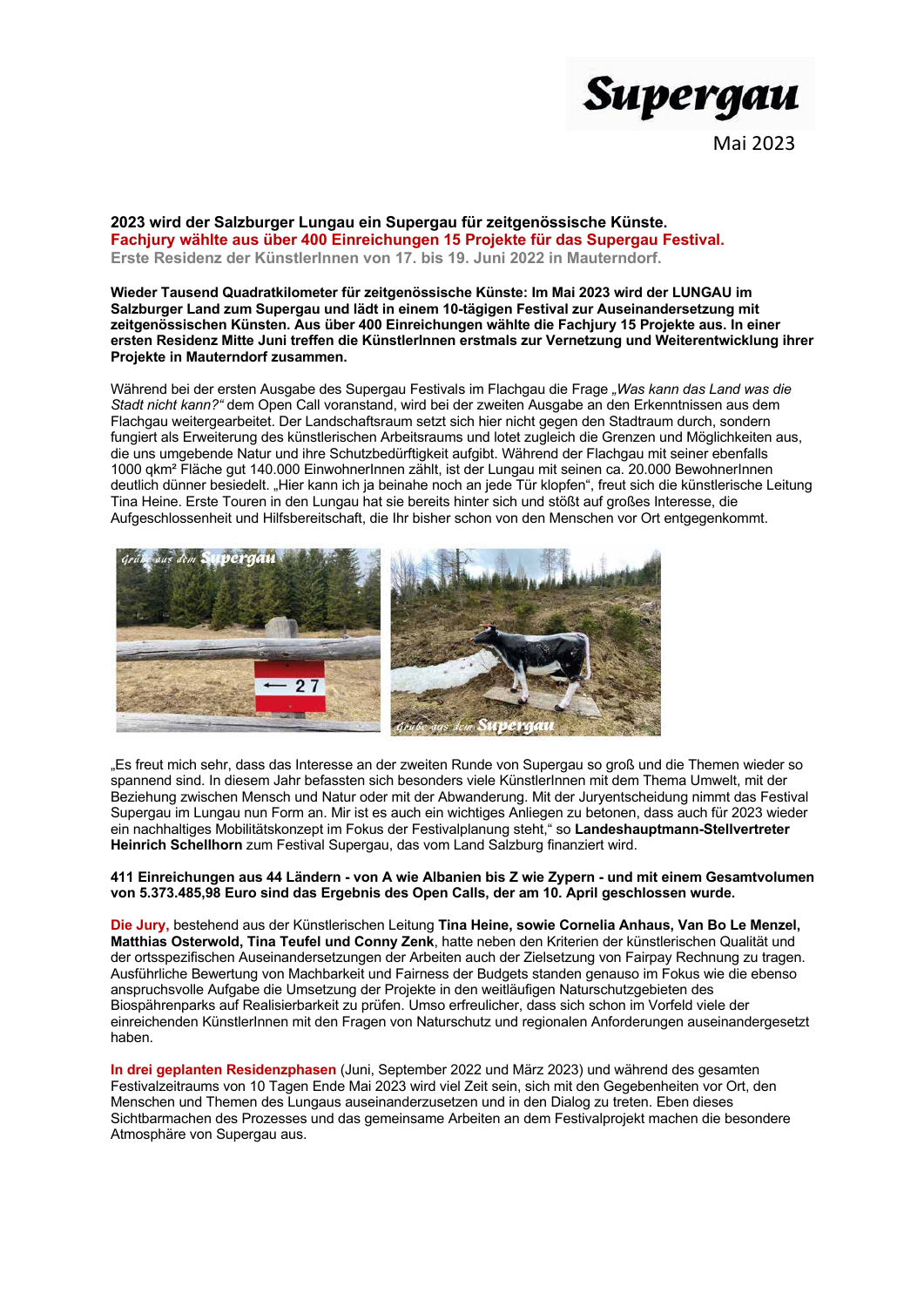Supergau

Mai 2023

**2023 wird der Salzburger Lungau ein Supergau für zeitgenössische Künste.**
**Fachjury wählte aus über 400 Einreichungen 15 Projekte für das Supergau Festival.**
**Erste Residenz der KünstlerInnen von 17. bis 19. Juni 2022 in Mauterndorf.**

**Wieder Tausend Quadratkilometer für zeitgenössische Künste: Im Mai 2023 wird der LUNGAU im Salzburger Land zum Supergau und lädt in einem 10-tägigen Festival zur Auseinandersetzung mit zeitgenössischen Künsten. Aus über 400 Einreichungen wählte die Fachjury 15 Projekte aus. In einer ersten Residenz Mitte Juni treffen die KünstlerInnen erstmals zur Vernetzung und Weiterentwicklung ihrer Projekte in Mauterndorf zusammen.**

Während bei der ersten Ausgabe des Supergau Festivals im Flachgau die Frage *„Was kann das Land was die Stadt nicht kann?"* dem Open Call voranstand, wird bei der zweiten Ausgabe an den Erkenntnissen aus dem Flachgau weitergearbeitet. Der Landschaftsraum setzt sich hier nicht gegen den Stadtraum durch, sondern fungiert als Erweiterung des künstlerischen Arbeitsraums und lotet zugleich die Grenzen und Möglichkeiten aus, die uns umgebende Natur und ihre Schutzbedürftigkeit aufgibt. Während der Flachgau mit seiner ebenfalls 1000 qkm² Fläche gut 140.000 EinwohnerInnen zählt, ist der Lungau mit seinen ca. 20.000 BewohnerInnen deutlich dünner besiedelt. „Hier kann ich ja beinahe noch an jede Tür klopfen", freut sich die künstlerische Leitung Tina Heine. Erste Touren in den Lungau hat sie bereits hinter sich und stößt auf großes Interesse, die Aufgeschlossenheit und Hilfsbereitschaft, die Ihr bisher schon von den Menschen vor Ort entgegenkommt.

„Es freut mich sehr, dass das Interesse an der zweiten Runde von Supergau so groß und die Themen wieder so spannend sind. In diesem Jahr befassten sich besonders viele KünstlerInnen mit dem Thema Umwelt, mit der Beziehung zwischen Mensch und Natur oder mit der Abwanderung. Mit der Juryentscheidung nimmt das Festival Supergau im Lungau nun Form an. Mir ist es auch ein wichtiges Anliegen zu betonen, dass auch für 2023 wieder ein nachhaltiges Mobilitätskonzept im Fokus der Festivalplanung steht," so **Landeshauptmann-Stellvertreter Heinrich Schellhorn** zum Festival Supergau, das vom Land Salzburg finanziert wird.

**411 Einreichungen aus 44 Ländern - von A wie Albanien bis Z wie Zypern - und mit einem Gesamtvolumen von 5.373.485,98 Euro sind das Ergebnis des Open Calls, der am 10. April geschlossen wurde.**

**Die Jury,** bestehend aus der Künstlerischen Leitung **Tina Heine, sowie Cornelia Anhaus, Van Bo Le Menzel, Matthias Osterwold, Tina Teufel und Conny Zenk**, hatte neben den Kriterien der künstlerischen Qualität und der ortsspezifischen Auseinandersetzungen der Arbeiten auch der Zielsetzung von Fairpay Rechnung zu tragen. Ausführliche Bewertung von Machbarkeit und Fairness der Budgets standen genauso im Fokus wie die ebenso anspruchsvolle Aufgabe die Umsetzung der Projekte in den weitläufigen Naturschutzgebieten des Biosphärenparks auf Realisierbarkeit zu prüfen. Umso erfreulicher, dass sich schon im Vorfeld viele der einreichenden KünstlerInnen mit den Fragen von Naturschutz und regionalen Anforderungen auseinandergesetzt haben.

**In drei geplanten Residenzphasen** (Juni, September 2022 und März 2023) und während des gesamten Festivalzeitraums von 10 Tagen Ende Mai 2023 wird viel Zeit sein, sich mit den Gegebenheiten vor Ort, den Menschen und Themen des Lungaus auseinanderzusetzen und in den Dialog zu treten. Eben dieses Sichtbarmachen des Prozesses und das gemeinsame Arbeiten an dem Festivalprojekt machen die besondere Atmosphäre von Supergau aus.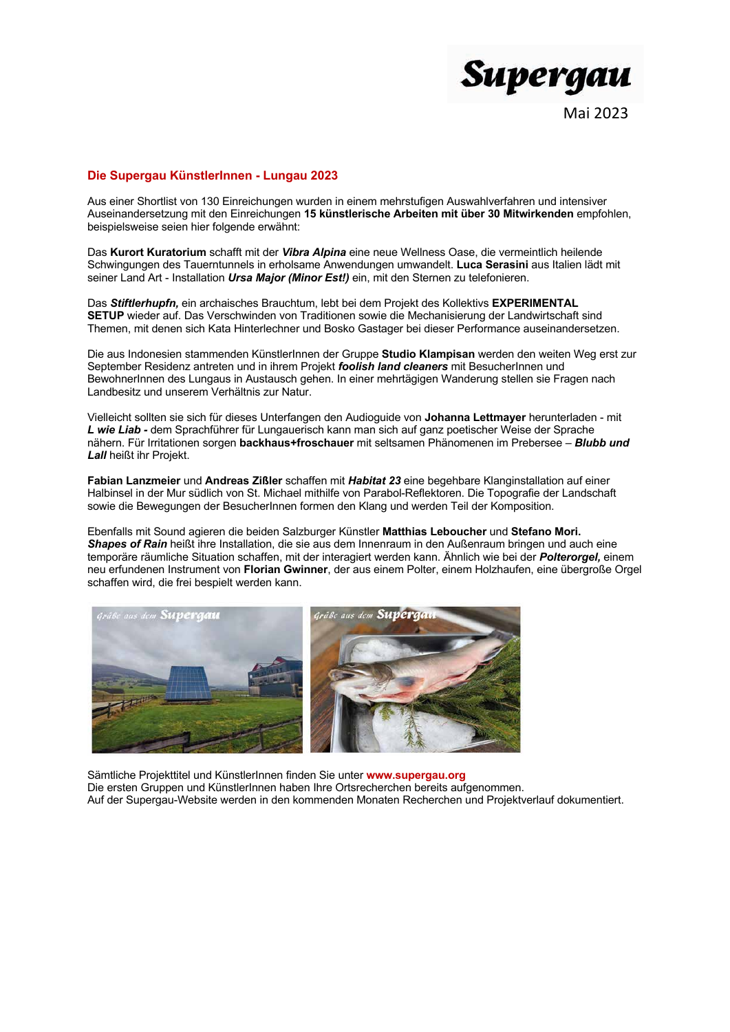# Supergau

Mai 2023

## Die Supergau KünstlerInnen - Lungau 2023

Aus einer Shortlist von 130 Einreichungen wurden in einem mehrstufigen Auswahlverfahren und intensiver Auseinandersetzung mit den Einreichungen **15 künstlerische Arbeiten mit über 30 Mitwirkenden** empfohlen, beispielsweise seien hier folgende erwähnt:

Das **Kurort Kuratorium** schafft mit der ***Vibra Alpina*** eine neue Wellness Oase, die vermeintlich heilende Schwingungen des Tauerntunnels in erholsame Anwendungen umwandelt. **Luca Serasini** aus Italien lädt mit seiner Land Art - Installation ***Ursa Major (Minor Est!)*** ein, mit den Sternen zu telefonieren.

Das ***Stiftlerhupfn,*** ein archaisches Brauchtum, lebt bei dem Projekt des Kollektivs **EXPERIMENTAL SETUP** wieder auf. Das Verschwinden von Traditionen sowie die Mechanisierung der Landwirtschaft sind Themen, mit denen sich Kata Hinterlechner und Bosko Gastager bei dieser Performance auseinandersetzen.

Die aus Indonesien stammenden KünstlerInnen der Gruppe **Studio Klampisan** werden den weiten Weg erst zur September Residenz antreten und in ihrem Projekt ***foolish land cleaners*** mit BesucherInnen und BewohnerInnen des Lungaus in Austausch gehen. In einer mehrtägigen Wanderung stellen sie Fragen nach Landbesitz und unserem Verhältnis zur Natur.

Vielleicht sollten sie sich für dieses Unterfangen den Audioguide von **Johanna Lettmayer** herunterladen - mit ***L wie Liab -*** dem Sprachführer für Lungauerisch kann man sich auf ganz poetischer Weise der Sprache nähern. Für Irritationen sorgen **backhaus+froschauer** mit seltsamen Phänomenen im Prebersee – ***Blubb und Lall*** heißt ihr Projekt.

**Fabian Lanzmeier** und **Andreas Zißler** schaffen mit ***Habitat 23*** eine begehbare Klanginstallation auf einer Halbinsel in der Mur südlich von St. Michael mithilfe von Parabol-Reflektoren. Die Topografie der Landschaft sowie die Bewegungen der BesucherInnen formen den Klang und werden Teil der Komposition.

Ebenfalls mit Sound agieren die beiden Salzburger Künstler **Matthias Leboucher** und **Stefano Mori.** ***Shapes of Rain*** heißt ihre Installation, die sie aus dem Innenraum in den Außenraum bringen und auch eine temporäre räumliche Situation schaffen, mit der interagiert werden kann. Ähnlich wie bei der ***Polterorgel,*** einem neu erfundenen Instrument von **Florian Gwinner**, der aus einem Polter, einem Holzhaufen, eine übergroße Orgel schaffen wird, die frei bespielt werden kann.

Sämtliche Projekttitel und KünstlerInnen finden Sie unter **www.supergau.org**
Die ersten Gruppen und KünstlerInnen haben Ihre Ortsrecherchen bereits aufgenommen.
Auf der Supergau-Website werden in den kommenden Monaten Recherchen und Projektverlauf dokumentiert.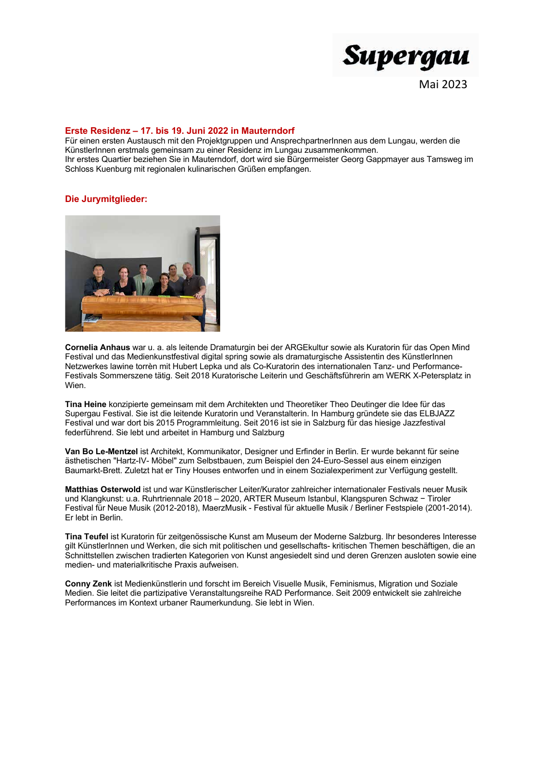Supergau

Mai 2023

## Erste Residenz – 17. bis 19. Juni 2022 in Mauterndorf

Für einen ersten Austausch mit den Projektgruppen und AnsprechpartnerInnen aus dem Lungau, werden die KünstlerInnen erstmals gemeinsam zu einer Residenz im Lungau zusammenkommen.
Ihr erstes Quartier beziehen Sie in Mauterndorf, dort wird sie Bürgermeister Georg Gappmayer aus Tamsweg im Schloss Kuenburg mit regionalen kulinarischen Grüßen empfangen.

## Die Jurymitglieder:

**Cornelia Anhaus** war u. a. als leitende Dramaturgin bei der ARGEkultur sowie als Kuratorin für das Open Mind Festival und das Medienkunstfestival digital spring sowie als dramaturgische Assistentin des KünstlerInnen Netzwerkes lawine torrèn mit Hubert Lepka und als Co-Kuratorin des internationalen Tanz- und Performance-Festivals Sommerszene tätig. Seit 2018 Kuratorische Leiterin und Geschäftsführerin am WERK X-Petersplatz in Wien.

**Tina Heine** konzipierte gemeinsam mit dem Architekten und Theoretiker Theo Deutinger die Idee für das Supergau Festival. Sie ist die leitende Kuratorin und Veranstalterin. In Hamburg gründete sie das ELBJAZZ Festival und war dort bis 2015 Programmleitung. Seit 2016 ist sie in Salzburg für das hiesige Jazzfestival federführend. Sie lebt und arbeitet in Hamburg und Salzburg

**Van Bo Le-Mentzel** ist Architekt, Kommunikator, Designer und Erfinder in Berlin. Er wurde bekannt für seine ästhetischen "Hartz-IV- Möbel" zum Selbstbauen, zum Beispiel den 24-Euro-Sessel aus einem einzigen Baumarkt-Brett. Zuletzt hat er Tiny Houses entworfen und in einem Sozialexperiment zur Verfügung gestellt.

**Matthias Osterwold** ist und war Künstlerischer Leiter/Kurator zahlreicher internationaler Festivals neuer Musik und Klangkunst: u.a. Ruhrtriennale 2018 – 2020, ARTER Museum Istanbul, Klangspuren Schwaz − Tiroler Festival für Neue Musik (2012-2018), MaerzMusik - Festival für aktuelle Musik / Berliner Festspiele (2001-2014). Er lebt in Berlin.

**Tina Teufel** ist Kuratorin für zeitgenössische Kunst am Museum der Moderne Salzburg. Ihr besonderes Interesse gilt KünstlerInnen und Werken, die sich mit politischen und gesellschafts- kritischen Themen beschäftigen, die an Schnittstellen zwischen tradierten Kategorien von Kunst angesiedelt sind und deren Grenzen ausloten sowie eine medien- und materialkritische Praxis aufweisen.

**Conny Zenk** ist Medienkünstlerin und forscht im Bereich Visuelle Musik, Feminismus, Migration und Soziale Medien. Sie leitet die partizipative Veranstaltungsreihe RAD Performance. Seit 2009 entwickelt sie zahlreiche Performances im Kontext urbaner Raumerkundung. Sie lebt in Wien.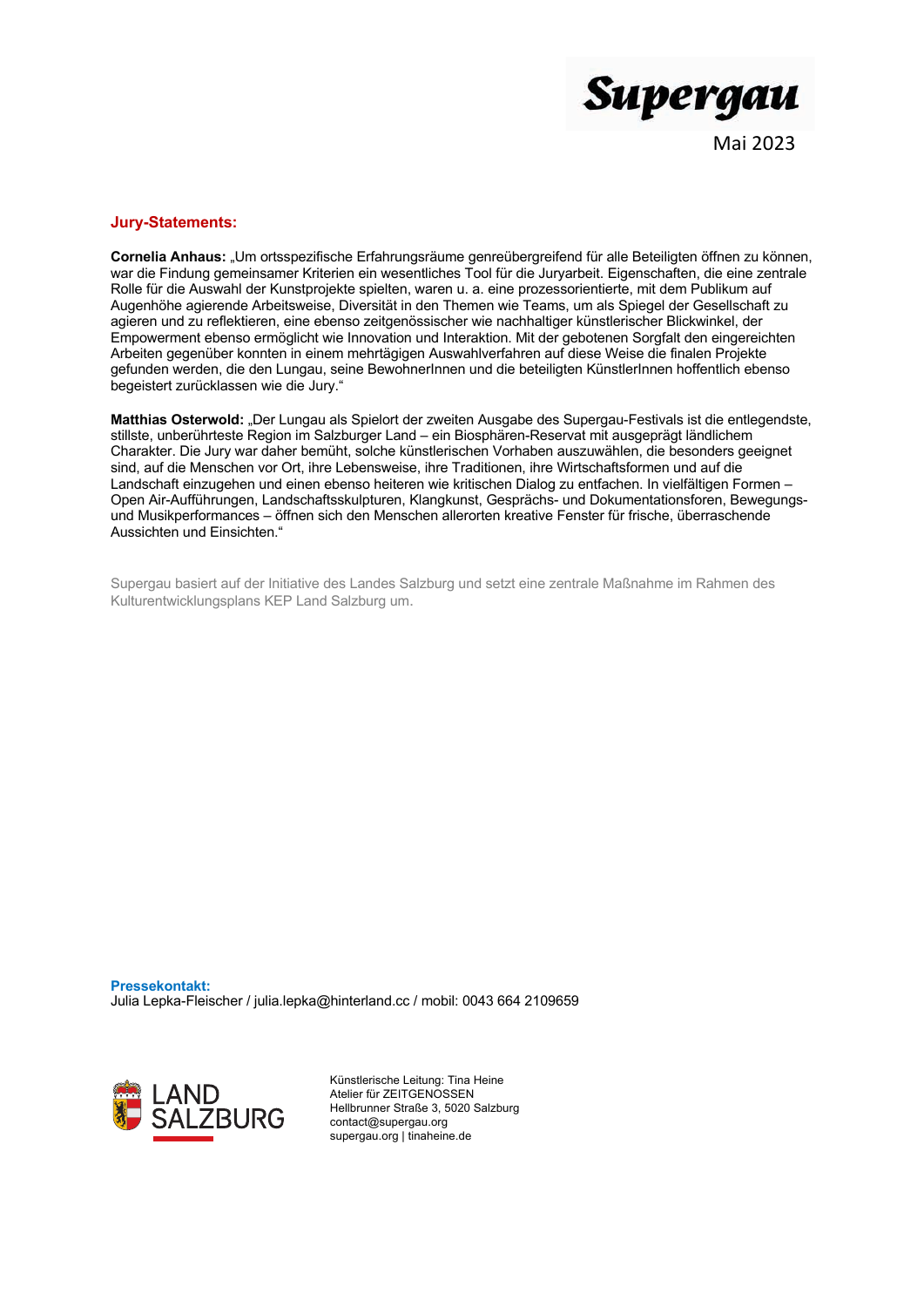## Jury-Statements:

**Cornelia Anhaus:** „Um ortsspezifische Erfahrungsräume genreübergreifend für alle Beteiligten öffnen zu können, war die Findung gemeinsamer Kriterien ein wesentliches Tool für die Juryarbeit. Eigenschaften, die eine zentrale Rolle für die Auswahl der Kunstprojekte spielten, waren u. a. eine prozessorientierte, mit dem Publikum auf Augenhöhe agierende Arbeitsweise, Diversität in den Themen wie Teams, um als Spiegel der Gesellschaft zu agieren und zu reflektieren, eine ebenso zeitgenössischer wie nachhaltiger künstlerischer Blickwinkel, der Empowerment ebenso ermöglicht wie Innovation und Interaktion. Mit der gebotenen Sorgfalt den eingereichten Arbeiten gegenüber konnten in einem mehrtägigen Auswahlverfahren auf diese Weise die finalen Projekte gefunden werden, die den Lungau, seine BewohnerInnen und die beteiligten KünstlerInnen hoffentlich ebenso begeistert zurücklassen wie die Jury."

**Matthias Osterwold:** „Der Lungau als Spielort der zweiten Ausgabe des Supergau-Festivals ist die entlegendste, stillste, unberührteste Region im Salzburger Land – ein Biosphären-Reservat mit ausgeprägt ländlichem Charakter. Die Jury war daher bemüht, solche künstlerischen Vorhaben auszuwählen, die besonders geeignet sind, auf die Menschen vor Ort, ihre Lebensweise, ihre Traditionen, ihre Wirtschaftsformen und auf die Landschaft einzugehen und einen ebenso heiteren wie kritischen Dialog zu entfachen. In vielfältigen Formen – Open Air-Aufführungen, Landschaftsskulpturen, Klangkunst, Gesprächs- und Dokumentationsforen, Bewegungs- und Musikperformances – öffnen sich den Menschen allerorten kreative Fenster für frische, überraschende Aussichten und Einsichten."

Supergau basiert auf der Initiative des Landes Salzburg und setzt eine zentrale Maßnahme im Rahmen des Kulturentwicklungsplans KEP Land Salzburg um.

**Pressekontakt:**
Julia Lepka-Fleischer / julia.lepka@hinterland.cc / mobil: 0043 664 2109659

LAND SALZBURG

Künstlerische Leitung: Tina Heine
Atelier für ZEITGENOSSEN
Hellbrunner Straße 3, 5020 Salzburg
contact@supergau.org
supergau.org | tinaheine.de